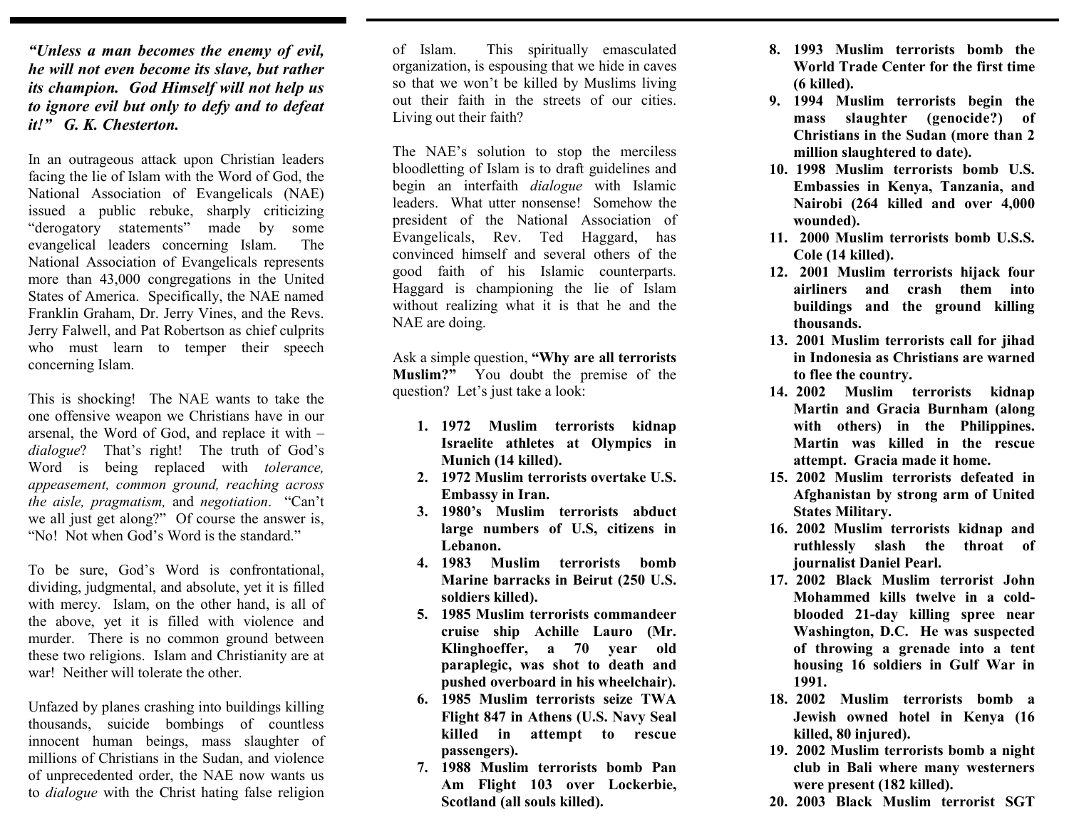***"Unless a man becomes the enemy of evil, he will not even become its slave, but rather its champion. God Himself will not help us to ignore evil but only to defy and to defeat it!" G. K. Chesterton.***

In an outrageous attack upon Christian leaders facing the lie of Islam with the Word of God, the National Association of Evangelicals (NAE) issued a public rebuke, sharply criticizing "derogatory statements" made by some evangelical leaders concerning Islam. The National Association of Evangelicals represents more than 43,000 congregations in the United States of America. Specifically, the NAE named Franklin Graham, Dr. Jerry Vines, and the Revs. Jerry Falwell, and Pat Robertson as chief culprits who must learn to temper their speech concerning Islam.

This is shocking! The NAE wants to take the one offensive weapon we Christians have in our arsenal, the Word of God, and replace it with – *dialogue*? That's right! The truth of God's Word is being replaced with *tolerance, appeasement, common ground, reaching across the aisle, pragmatism,* and *negotiation*. "Can't we all just get along?" Of course the answer is, "No! Not when God's Word is the standard."

To be sure, God's Word is confrontational, dividing, judgmental, and absolute, yet it is filled with mercy. Islam, on the other hand, is all of the above, yet it is filled with violence and murder. There is no common ground between these two religions. Islam and Christianity are at war! Neither will tolerate the other.

Unfazed by planes crashing into buildings killing thousands, suicide bombings of countless innocent human beings, mass slaughter of millions of Christians in the Sudan, and violence of unprecedented order, the NAE now wants us to *dialogue* with the Christ hating false religion of Islam. This spiritually emasculated organization, is espousing that we hide in caves so that we won't be killed by Muslims living out their faith in the streets of our cities. Living out their faith?

The NAE's solution to stop the merciless bloodletting of Islam is to draft guidelines and begin an interfaith *dialogue* with Islamic leaders. What utter nonsense! Somehow the president of the National Association of Evangelicals, Rev. Ted Haggard, has convinced himself and several others of the good faith of his Islamic counterparts. Haggard is championing the lie of Islam without realizing what it is that he and the NAE are doing.

Ask a simple question, **"Why are all terrorists Muslim?"** You doubt the premise of the question? Let's just take a look:

1. **1972 Muslim terrorists kidnap Israelite athletes at Olympics in Munich (14 killed).**
2. **1972 Muslim terrorists overtake U.S. Embassy in Iran.**
3. **1980's Muslim terrorists abduct large numbers of U.S, citizens in Lebanon.**
4. **1983 Muslim terrorists bomb Marine barracks in Beirut (250 U.S. soldiers killed).**
5. **1985 Muslim terrorists commandeer cruise ship Achille Lauro (Mr. Klinghoeffer, a 70 year old paraplegic, was shot to death and pushed overboard in his wheelchair).**
6. **1985 Muslim terrorists seize TWA Flight 847 in Athens (U.S. Navy Seal killed in attempt to rescue passengers).**
7. **1988 Muslim terrorists bomb Pan Am Flight 103 over Lockerbie, Scotland (all souls killed).**
8. **1993 Muslim terrorists bomb the World Trade Center for the first time (6 killed).**
9. **1994 Muslim terrorists begin the mass slaughter (genocide?) of Christians in the Sudan (more than 2 million slaughtered to date).**
10. **1998 Muslim terrorists bomb U.S. Embassies in Kenya, Tanzania, and Nairobi (264 killed and over 4,000 wounded).**
11. **2000 Muslim terrorists bomb U.S.S. Cole (14 killed).**
12. **2001 Muslim terrorists hijack four airliners and crash them into buildings and the ground killing thousands.**
13. **2001 Muslim terrorists call for jihad in Indonesia as Christians are warned to flee the country.**
14. **2002 Muslim terrorists kidnap Martin and Gracia Burnham (along with others) in the Philippines. Martin was killed in the rescue attempt. Gracia made it home.**
15. **2002 Muslim terrorists defeated in Afghanistan by strong arm of United States Military.**
16. **2002 Muslim terrorists kidnap and ruthlessly slash the throat of journalist Daniel Pearl.**
17. **2002 Black Muslim terrorist John Mohammed kills twelve in a cold-blooded 21-day killing spree near Washington, D.C. He was suspected of throwing a grenade into a tent housing 16 soldiers in Gulf War in 1991.**
18. **2002 Muslim terrorists bomb a Jewish owned hotel in Kenya (16 killed, 80 injured).**
19. **2002 Muslim terrorists bomb a night club in Bali where many westerners were present (182 killed).**
20. **2003 Black Muslim terrorist SGT**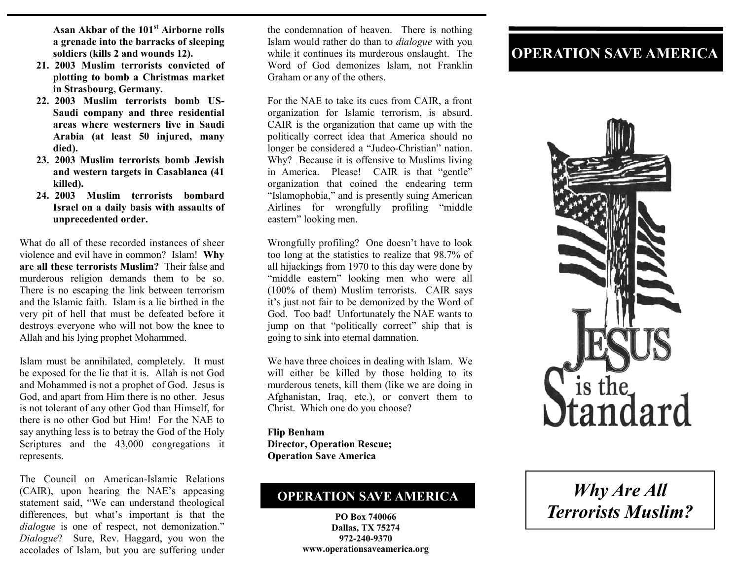**Asan Akbar of the 101st Airborne rolls a grenade into the barracks of sleeping soldiers (kills 2 and wounds 12).**

21. **2003 Muslim terrorists convicted of plotting to bomb a Christmas market in Strasbourg, Germany.**
22. **2003 Muslim terrorists bomb US-Saudi company and three residential areas where westerners live in Saudi Arabia (at least 50 injured, many died).**
23. **2003 Muslim terrorists bomb Jewish and western targets in Casablanca (41 killed).**
24. **2003 Muslim terrorists bombard Israel on a daily basis with assaults of unprecedented order.**

What do all of these recorded instances of sheer violence and evil have in common? Islam! **Why are all these terrorists Muslim?** Their false and murderous religion demands them to be so. There is no escaping the link between terrorism and the Islamic faith. Islam is a lie birthed in the very pit of hell that must be defeated before it destroys everyone who will not bow the knee to Allah and his lying prophet Mohammed.

Islam must be annihilated, completely. It must be exposed for the lie that it is. Allah is not God and Mohammed is not a prophet of God. Jesus is God, and apart from Him there is no other. Jesus is not tolerant of any other God than Himself, for there is no other God but Him! For the NAE to say anything less is to betray the God of the Holy Scriptures and the 43,000 congregations it represents.

The Council on American-Islamic Relations (CAIR), upon hearing the NAE's appeasing statement said, "We can understand theological differences, but what's important is that the *dialogue* is one of respect, not demonization." *Dialogue*? Sure, Rev. Haggard, you won the accolades of Islam, but you are suffering under the condemnation of heaven. There is nothing Islam would rather do than to *dialogue* with you while it continues its murderous onslaught. The Word of God demonizes Islam, not Franklin Graham or any of the others.

For the NAE to take its cues from CAIR, a front organization for Islamic terrorism, is absurd. CAIR is the organization that came up with the politically correct idea that America should no longer be considered a "Judeo-Christian" nation. Why? Because it is offensive to Muslims living in America. Please! CAIR is that "gentle" organization that coined the endearing term "Islamophobia," and is presently suing American Airlines for wrongfully profiling "middle eastern" looking men.

Wrongfully profiling? One doesn't have to look too long at the statistics to realize that 98.7% of all hijackings from 1970 to this day were done by "middle eastern" looking men who were all (100% of them) Muslim terrorists. CAIR says it's just not fair to be demonized by the Word of God. Too bad! Unfortunately the NAE wants to jump on that "politically correct" ship that is going to sink into eternal damnation.

We have three choices in dealing with Islam. We will either be killed by those holding to its murderous tenets, kill them (like we are doing in Afghanistan, Iraq, etc.), or convert them to Christ. Which one do you choose?

**Flip Benham**
**Director, Operation Rescue;**
**Operation Save America**

## OPERATION SAVE AMERICA

**PO Box 740066**
**Dallas, TX 75274**
**972-240-9370**
**www.operationsaveamerica.org**

## OPERATION SAVE AMERICA

JESUS is the Standard

# *Why Are All Terrorists Muslim?*